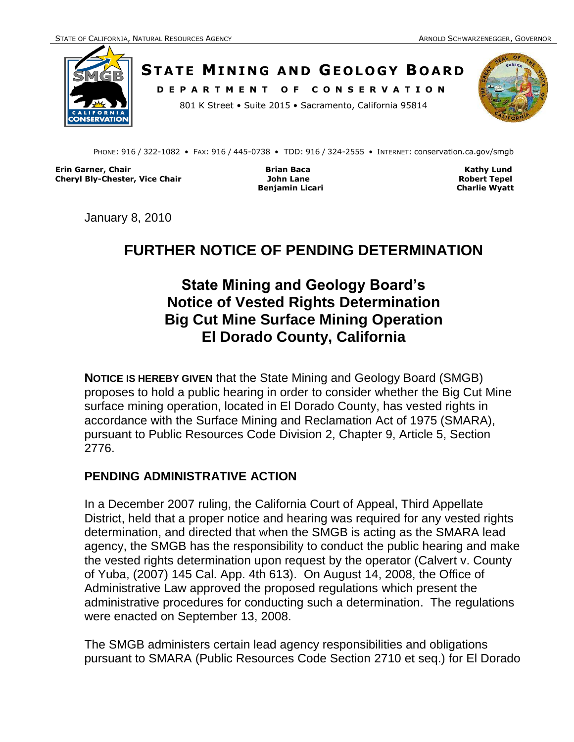STATE OF CALIFORNIA, NATURAL RESOURCES AGENCY — ARNOLD SCHWARZENEGGER, GOVERNOR

# STATE MINING AND GEOLOGY BOARD

**DEPARTMENT OF CONSERVATION**

801 K Street • Suite 2015 • Sacramento, California 95814

PHONE: 916 / 322-1082 • FAX: 916 / 445-0738 • TDD: 916 / 324-2555 • INTERNET: conservation.ca.gov/smgb

**Erin Garner, Chair**
**Cheryl Bly-Chester, Vice Chair**
**Brian Baca**
**John Lane**
**Benjamin Licari**
**Kathy Lund**
**Robert Tepel**
**Charlie Wyatt**

January 8, 2010

# FURTHER NOTICE OF PENDING DETERMINATION

## State Mining and Geology Board's Notice of Vested Rights Determination Big Cut Mine Surface Mining Operation El Dorado County, California

**NOTICE IS HEREBY GIVEN** that the State Mining and Geology Board (SMGB) proposes to hold a public hearing in order to consider whether the Big Cut Mine surface mining operation, located in El Dorado County, has vested rights in accordance with the Surface Mining and Reclamation Act of 1975 (SMARA), pursuant to Public Resources Code Division 2, Chapter 9, Article 5, Section 2776.

### PENDING ADMINISTRATIVE ACTION

In a December 2007 ruling, the California Court of Appeal, Third Appellate District, held that a proper notice and hearing was required for any vested rights determination, and directed that when the SMGB is acting as the SMARA lead agency, the SMGB has the responsibility to conduct the public hearing and make the vested rights determination upon request by the operator (Calvert v. County of Yuba, (2007) 145 Cal. App. 4th 613). On August 14, 2008, the Office of Administrative Law approved the proposed regulations which present the administrative procedures for conducting such a determination. The regulations were enacted on September 13, 2008.

The SMGB administers certain lead agency responsibilities and obligations pursuant to SMARA (Public Resources Code Section 2710 et seq.) for El Dorado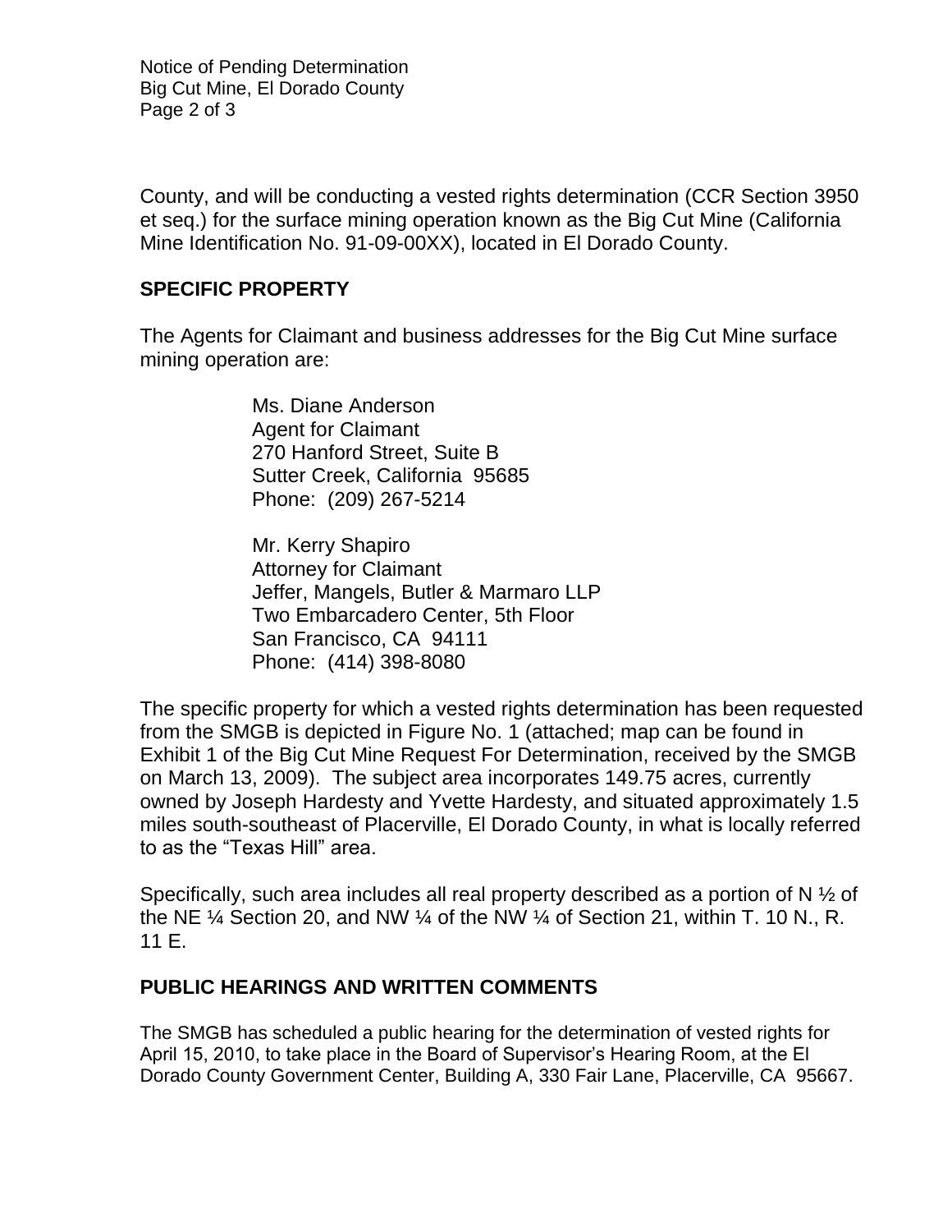County, and will be conducting a vested rights determination (CCR Section 3950 et seq.) for the surface mining operation known as the Big Cut Mine (California Mine Identification No. 91-09-00XX), located in El Dorado County.

## SPECIFIC PROPERTY

The Agents for Claimant and business addresses for the Big Cut Mine surface mining operation are:

Ms. Diane Anderson
Agent for Claimant
270 Hanford Street, Suite B
Sutter Creek, California 95685
Phone: (209) 267-5214

Mr. Kerry Shapiro
Attorney for Claimant
Jeffer, Mangels, Butler & Marmaro LLP
Two Embarcadero Center, 5th Floor
San Francisco, CA 94111
Phone: (414) 398-8080

The specific property for which a vested rights determination has been requested from the SMGB is depicted in Figure No. 1 (attached; map can be found in Exhibit 1 of the Big Cut Mine Request For Determination, received by the SMGB on March 13, 2009). The subject area incorporates 149.75 acres, currently owned by Joseph Hardesty and Yvette Hardesty, and situated approximately 1.5 miles south-southeast of Placerville, El Dorado County, in what is locally referred to as the "Texas Hill" area.

Specifically, such area includes all real property described as a portion of N ½ of the NE ¼ Section 20, and NW ¼ of the NW ¼ of Section 21, within T. 10 N., R. 11 E.

## PUBLIC HEARINGS AND WRITTEN COMMENTS

The SMGB has scheduled a public hearing for the determination of vested rights for April 15, 2010, to take place in the Board of Supervisor's Hearing Room, at the El Dorado County Government Center, Building A, 330 Fair Lane, Placerville, CA 95667.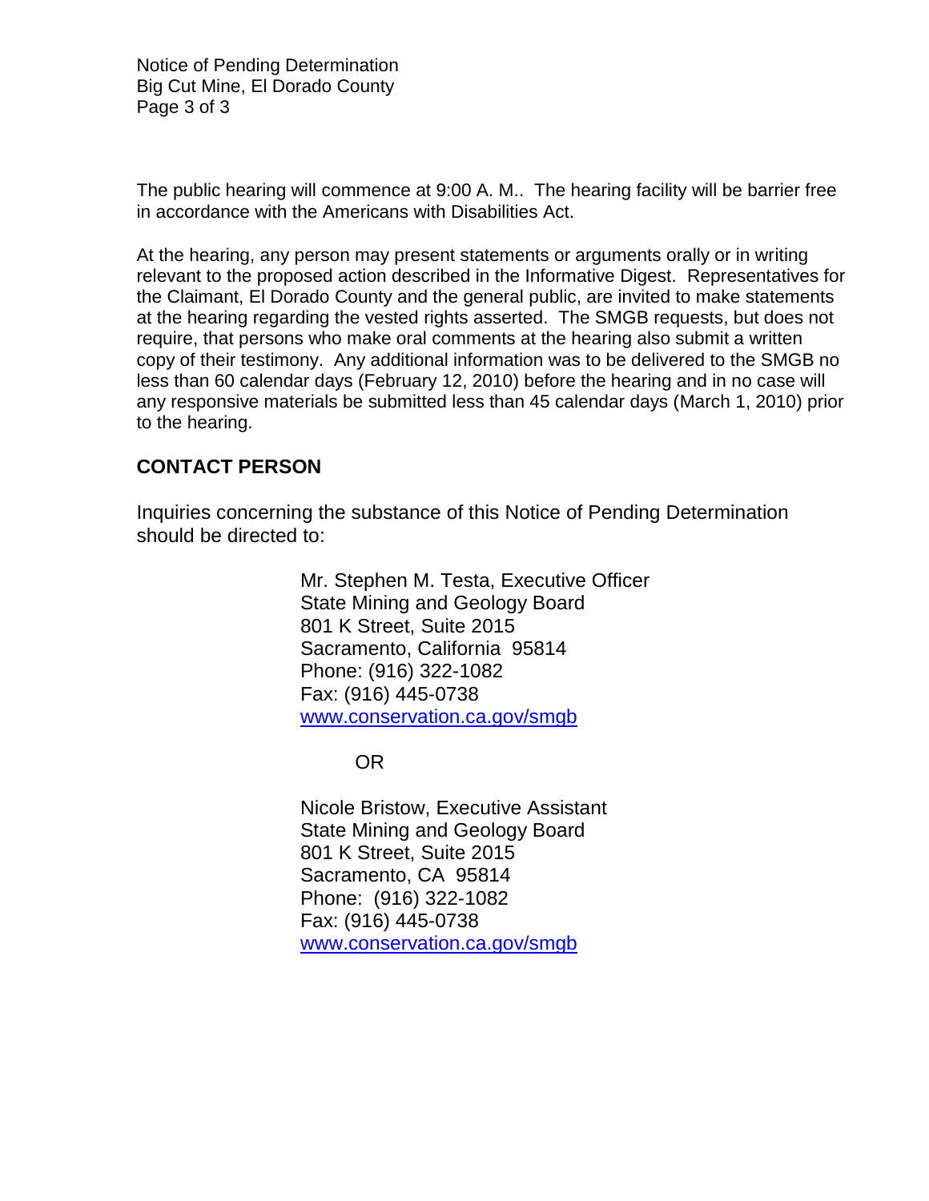The public hearing will commence at 9:00 A. M.. The hearing facility will be barrier free in accordance with the Americans with Disabilities Act.

At the hearing, any person may present statements or arguments orally or in writing relevant to the proposed action described in the Informative Digest. Representatives for the Claimant, El Dorado County and the general public, are invited to make statements at the hearing regarding the vested rights asserted. The SMGB requests, but does not require, that persons who make oral comments at the hearing also submit a written copy of their testimony. Any additional information was to be delivered to the SMGB no less than 60 calendar days (February 12, 2010) before the hearing and in no case will any responsive materials be submitted less than 45 calendar days (March 1, 2010) prior to the hearing.

## CONTACT PERSON

Inquiries concerning the substance of this Notice of Pending Determination should be directed to:

Mr. Stephen M. Testa, Executive Officer
State Mining and Geology Board
801 K Street, Suite 2015
Sacramento, California 95814
Phone: (916) 322-1082
Fax: (916) 445-0738
www.conservation.ca.gov/smgb

OR

Nicole Bristow, Executive Assistant
State Mining and Geology Board
801 K Street, Suite 2015
Sacramento, CA 95814
Phone: (916) 322-1082
Fax: (916) 445-0738
www.conservation.ca.gov/smgb